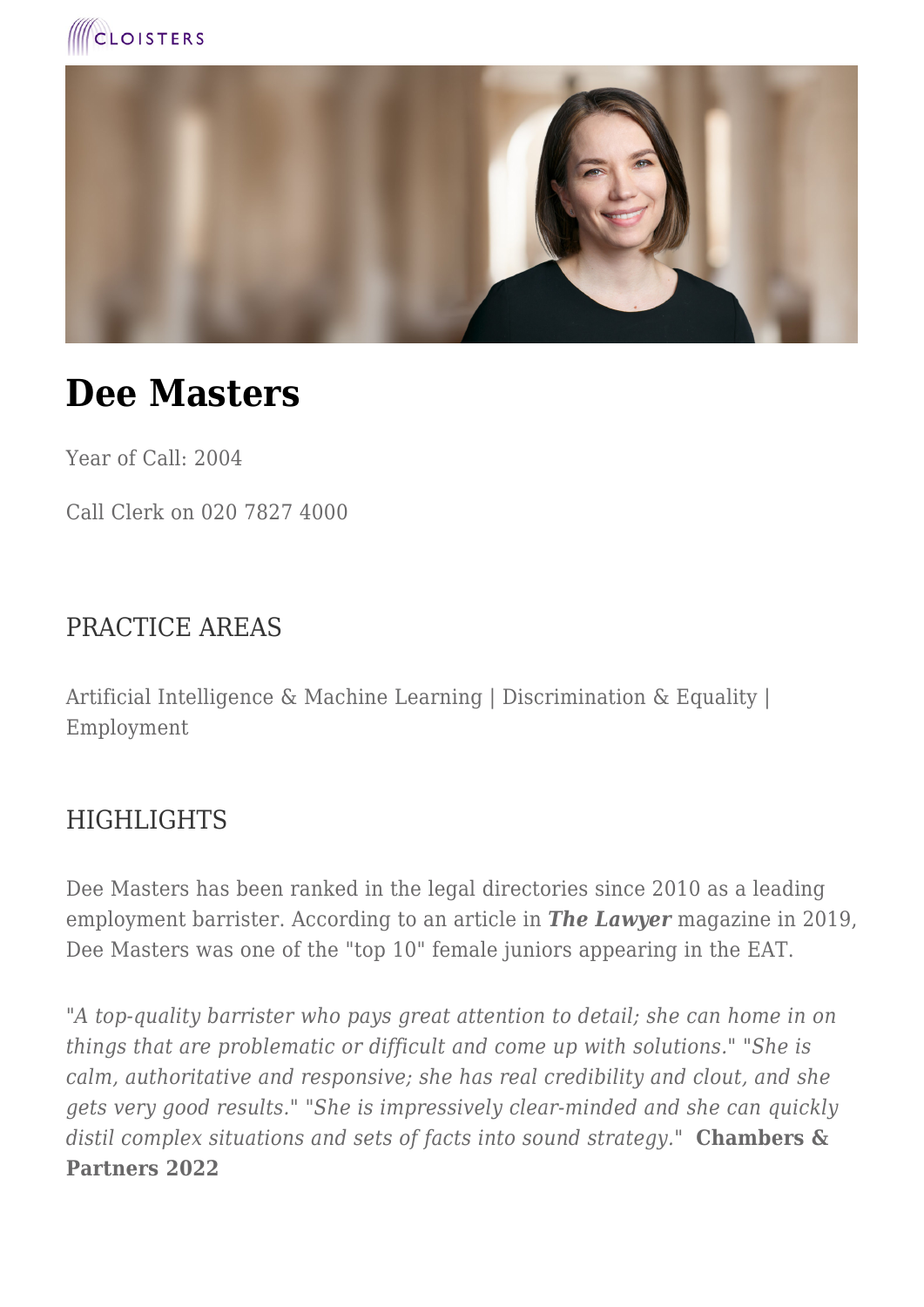# Dee Masters

Year of Call: 2004

Call Clerk on 020 7827 4000

## PRACTICE AREAS

Artificial Intelligence & Machine Learning | Discrimination & Equality | Employment

## HIGHLIGHTS

Dee Masters has been ranked in the legal directories since 2010 as a leading employment barrister. According to an article in ***The Lawyer*** magazine in 2019, Dee Masters was one of the "top 10" female juniors appearing in the EAT.

*"A top-quality barrister who pays great attention to detail; she can home in on things that are problematic or difficult and come up with solutions." "She is calm, authoritative and responsive; she has real credibility and clout, and she gets very good results." "She is impressively clear-minded and she can quickly distil complex situations and sets of facts into sound strategy."* **Chambers & Partners 2022**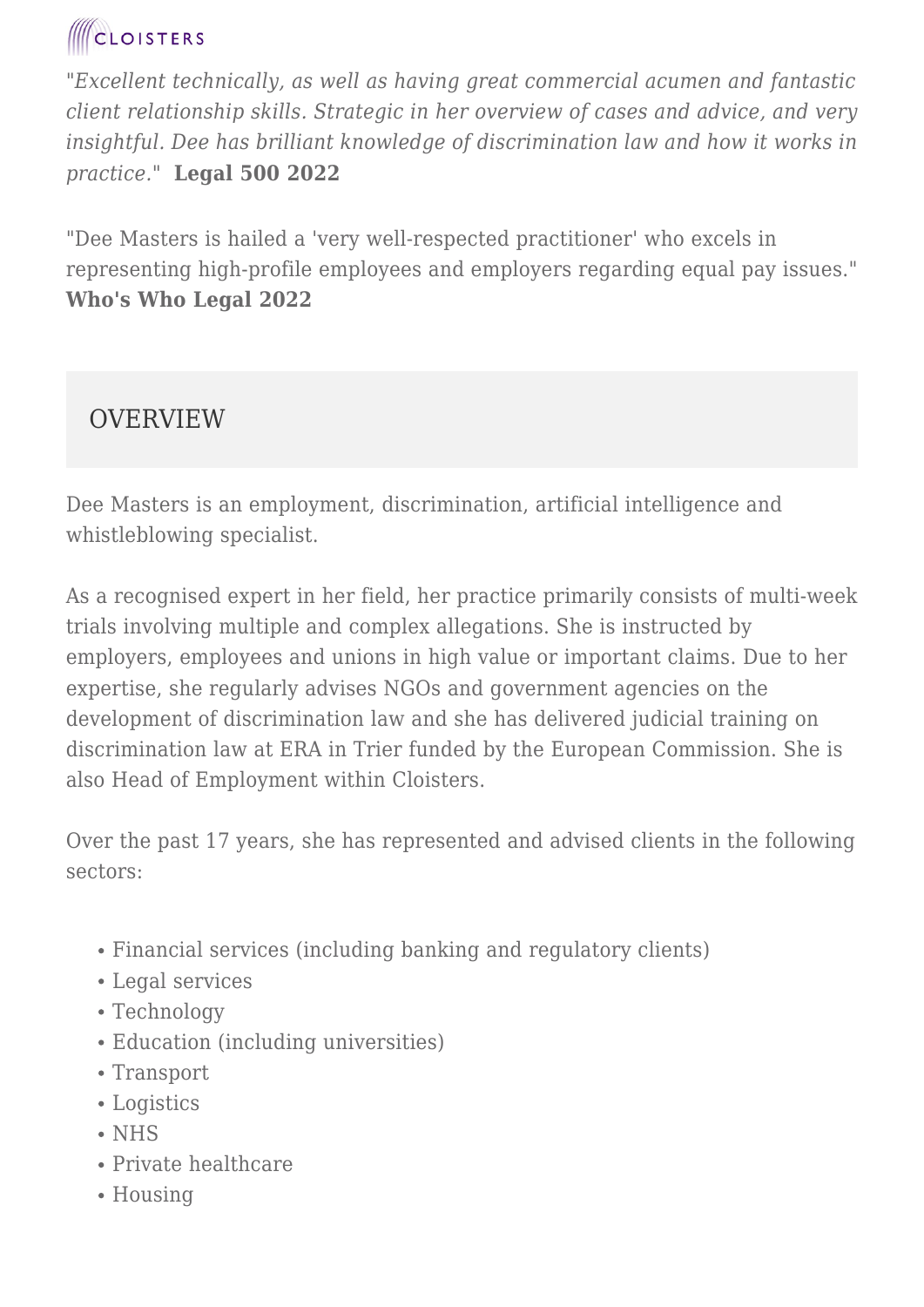"*Excellent technically, as well as having great commercial acumen and fantastic client relationship skills. Strategic in her overview of cases and advice, and very insightful. Dee has brilliant knowledge of discrimination law and how it works in practice.*" **Legal 500 2022**

"Dee Masters is hailed a 'very well-respected practitioner' who excels in representing high-profile employees and employers regarding equal pay issues." **Who's Who Legal 2022**

## OVERVIEW

Dee Masters is an employment, discrimination, artificial intelligence and whistleblowing specialist.

As a recognised expert in her field, her practice primarily consists of multi-week trials involving multiple and complex allegations. She is instructed by employers, employees and unions in high value or important claims. Due to her expertise, she regularly advises NGOs and government agencies on the development of discrimination law and she has delivered judicial training on discrimination law at ERA in Trier funded by the European Commission. She is also Head of Employment within Cloisters.

Over the past 17 years, she has represented and advised clients in the following sectors:

- Financial services (including banking and regulatory clients)
- Legal services
- Technology
- Education (including universities)
- Transport
- Logistics
- NHS
- Private healthcare
- Housing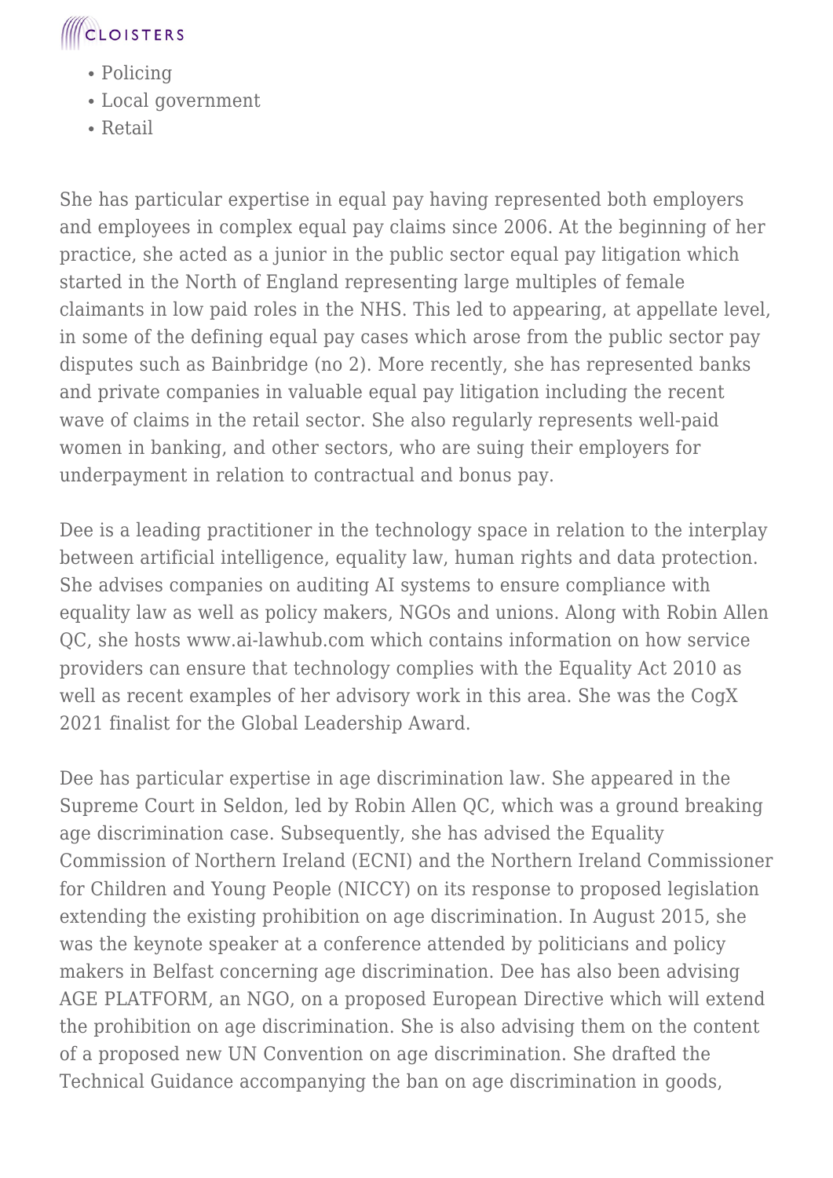- Policing
- Local government
- Retail

She has particular expertise in equal pay having represented both employers and employees in complex equal pay claims since 2006. At the beginning of her practice, she acted as a junior in the public sector equal pay litigation which started in the North of England representing large multiples of female claimants in low paid roles in the NHS. This led to appearing, at appellate level, in some of the defining equal pay cases which arose from the public sector pay disputes such as Bainbridge (no 2). More recently, she has represented banks and private companies in valuable equal pay litigation including the recent wave of claims in the retail sector. She also regularly represents well-paid women in banking, and other sectors, who are suing their employers for underpayment in relation to contractual and bonus pay.

Dee is a leading practitioner in the technology space in relation to the interplay between artificial intelligence, equality law, human rights and data protection. She advises companies on auditing AI systems to ensure compliance with equality law as well as policy makers, NGOs and unions. Along with Robin Allen QC, she hosts www.ai-lawhub.com which contains information on how service providers can ensure that technology complies with the Equality Act 2010 as well as recent examples of her advisory work in this area. She was the CogX 2021 finalist for the Global Leadership Award.

Dee has particular expertise in age discrimination law. She appeared in the Supreme Court in Seldon, led by Robin Allen QC, which was a ground breaking age discrimination case. Subsequently, she has advised the Equality Commission of Northern Ireland (ECNI) and the Northern Ireland Commissioner for Children and Young People (NICCY) on its response to proposed legislation extending the existing prohibition on age discrimination. In August 2015, she was the keynote speaker at a conference attended by politicians and policy makers in Belfast concerning age discrimination. Dee has also been advising AGE PLATFORM, an NGO, on a proposed European Directive which will extend the prohibition on age discrimination. She is also advising them on the content of a proposed new UN Convention on age discrimination. She drafted the Technical Guidance accompanying the ban on age discrimination in goods,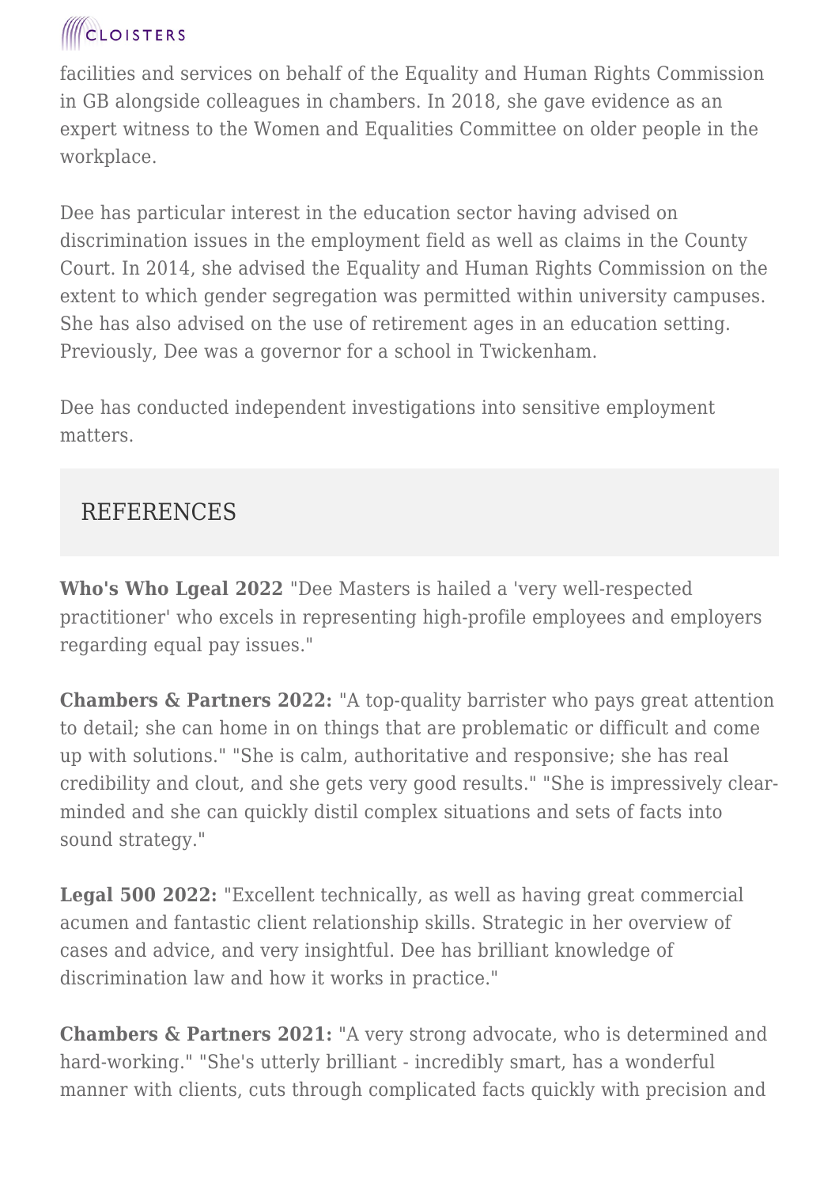facilities and services on behalf of the Equality and Human Rights Commission in GB alongside colleagues in chambers. In 2018, she gave evidence as an expert witness to the Women and Equalities Committee on older people in the workplace.

Dee has particular interest in the education sector having advised on discrimination issues in the employment field as well as claims in the County Court. In 2014, she advised the Equality and Human Rights Commission on the extent to which gender segregation was permitted within university campuses. She has also advised on the use of retirement ages in an education setting. Previously, Dee was a governor for a school in Twickenham.

Dee has conducted independent investigations into sensitive employment matters.

## REFERENCES

**Who's Who Lgeal 2022** "Dee Masters is hailed a 'very well-respected practitioner' who excels in representing high-profile employees and employers regarding equal pay issues."

**Chambers & Partners 2022:** "A top-quality barrister who pays great attention to detail; she can home in on things that are problematic or difficult and come up with solutions." "She is calm, authoritative and responsive; she has real credibility and clout, and she gets very good results." "She is impressively clear-minded and she can quickly distil complex situations and sets of facts into sound strategy."

**Legal 500 2022:** "Excellent technically, as well as having great commercial acumen and fantastic client relationship skills. Strategic in her overview of cases and advice, and very insightful. Dee has brilliant knowledge of discrimination law and how it works in practice."

**Chambers & Partners 2021:** "A very strong advocate, who is determined and hard-working." "She's utterly brilliant - incredibly smart, has a wonderful manner with clients, cuts through complicated facts quickly with precision and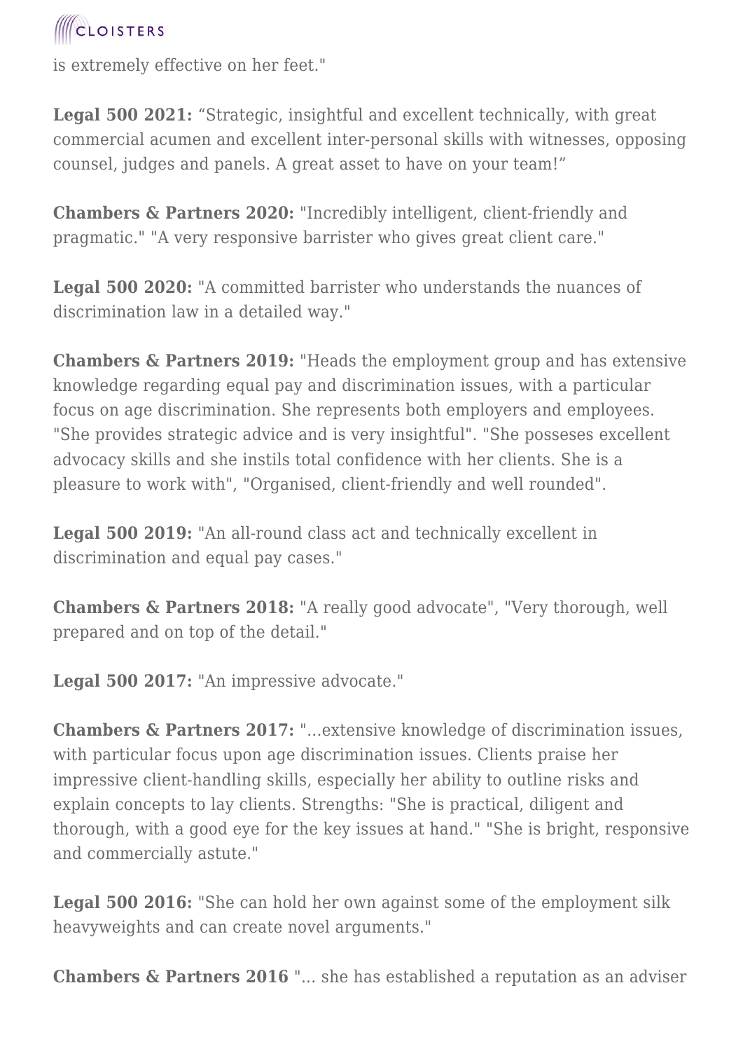is extremely effective on her feet."

**Legal 500 2021:** “Strategic, insightful and excellent technically, with great commercial acumen and excellent inter-personal skills with witnesses, opposing counsel, judges and panels. A great asset to have on your team!”

**Chambers & Partners 2020:** "Incredibly intelligent, client-friendly and pragmatic." "A very responsive barrister who gives great client care."

**Legal 500 2020:** "A committed barrister who understands the nuances of discrimination law in a detailed way."

**Chambers & Partners 2019:** "Heads the employment group and has extensive knowledge regarding equal pay and discrimination issues, with a particular focus on age discrimination. She represents both employers and employees. "She provides strategic advice and is very insightful". "She posseses excellent advocacy skills and she instils total confidence with her clients. She is a pleasure to work with", "Organised, client-friendly and well rounded".

**Legal 500 2019:** "An all-round class act and technically excellent in discrimination and equal pay cases."

**Chambers & Partners 2018:** "A really good advocate", "Very thorough, well prepared and on top of the detail."

**Legal 500 2017:** "An impressive advocate."

**Chambers & Partners 2017:** "...extensive knowledge of discrimination issues, with particular focus upon age discrimination issues. Clients praise her impressive client-handling skills, especially her ability to outline risks and explain concepts to lay clients. Strengths: "She is practical, diligent and thorough, with a good eye for the key issues at hand." "She is bright, responsive and commercially astute."

**Legal 500 2016:** "She can hold her own against some of the employment silk heavyweights and can create novel arguments."

**Chambers & Partners 2016** "... she has established a reputation as an adviser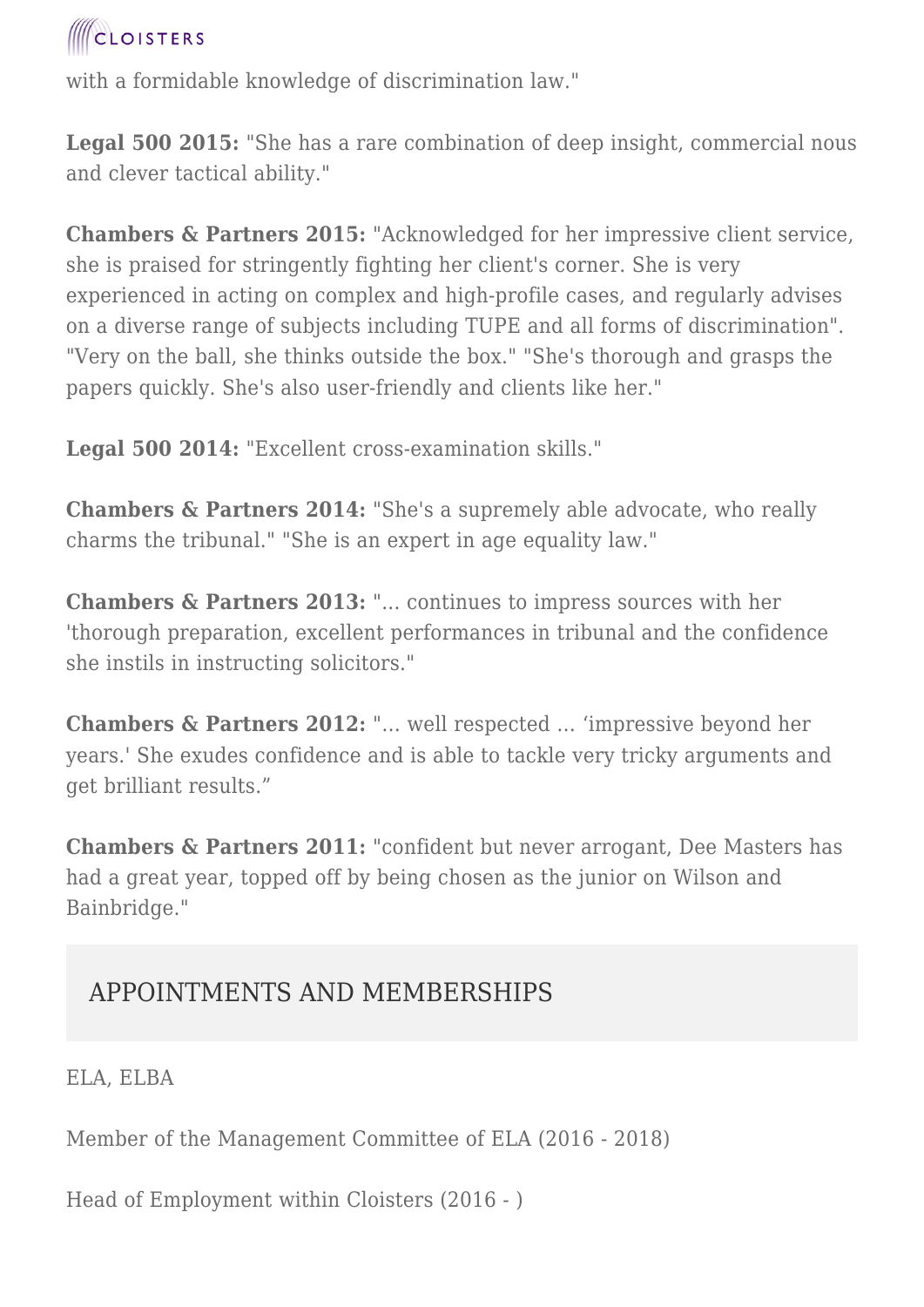with a formidable knowledge of discrimination law."

**Legal 500 2015:** "She has a rare combination of deep insight, commercial nous and clever tactical ability."

**Chambers & Partners 2015:** "Acknowledged for her impressive client service, she is praised for stringently fighting her client's corner. She is very experienced in acting on complex and high-profile cases, and regularly advises on a diverse range of subjects including TUPE and all forms of discrimination". "Very on the ball, she thinks outside the box." "She's thorough and grasps the papers quickly. She's also user-friendly and clients like her."

**Legal 500 2014:** "Excellent cross-examination skills."

**Chambers & Partners 2014:** "She's a supremely able advocate, who really charms the tribunal." "She is an expert in age equality law."

**Chambers & Partners 2013:** "... continues to impress sources with her 'thorough preparation, excellent performances in tribunal and the confidence she instils in instructing solicitors."

**Chambers & Partners 2012:** "... well respected ... 'impressive beyond her years.' She exudes confidence and is able to tackle very tricky arguments and get brilliant results."

**Chambers & Partners 2011:** "confident but never arrogant, Dee Masters has had a great year, topped off by being chosen as the junior on Wilson and Bainbridge."

## APPOINTMENTS AND MEMBERSHIPS

ELA, ELBA

Member of the Management Committee of ELA (2016 - 2018)

Head of Employment within Cloisters (2016 - )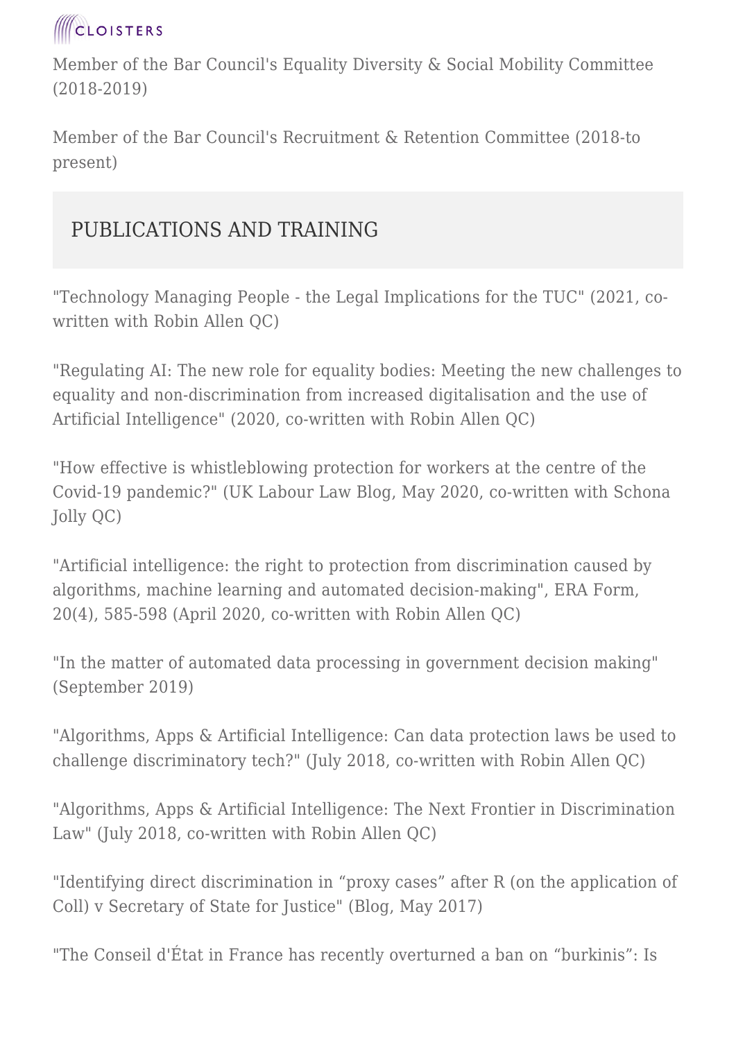Member of the Bar Council's Equality Diversity & Social Mobility Committee (2018-2019)

Member of the Bar Council's Recruitment & Retention Committee (2018-to present)

## PUBLICATIONS AND TRAINING

"Technology Managing People - the Legal Implications for the TUC" (2021, co-written with Robin Allen QC)

"Regulating AI: The new role for equality bodies: Meeting the new challenges to equality and non-discrimination from increased digitalisation and the use of Artificial Intelligence" (2020, co-written with Robin Allen QC)

"How effective is whistleblowing protection for workers at the centre of the Covid-19 pandemic?" (UK Labour Law Blog, May 2020, co-written with Schona Jolly QC)

"Artificial intelligence: the right to protection from discrimination caused by algorithms, machine learning and automated decision-making", ERA Form, 20(4), 585-598 (April 2020, co-written with Robin Allen QC)

"In the matter of automated data processing in government decision making" (September 2019)

"Algorithms, Apps & Artificial Intelligence: Can data protection laws be used to challenge discriminatory tech?" (July 2018, co-written with Robin Allen QC)

"Algorithms, Apps & Artificial Intelligence: The Next Frontier in Discrimination Law" (July 2018, co-written with Robin Allen QC)

"Identifying direct discrimination in “proxy cases” after R (on the application of Coll) v Secretary of State for Justice" (Blog, May 2017)

"The Conseil d'État in France has recently overturned a ban on “burkinis”: Is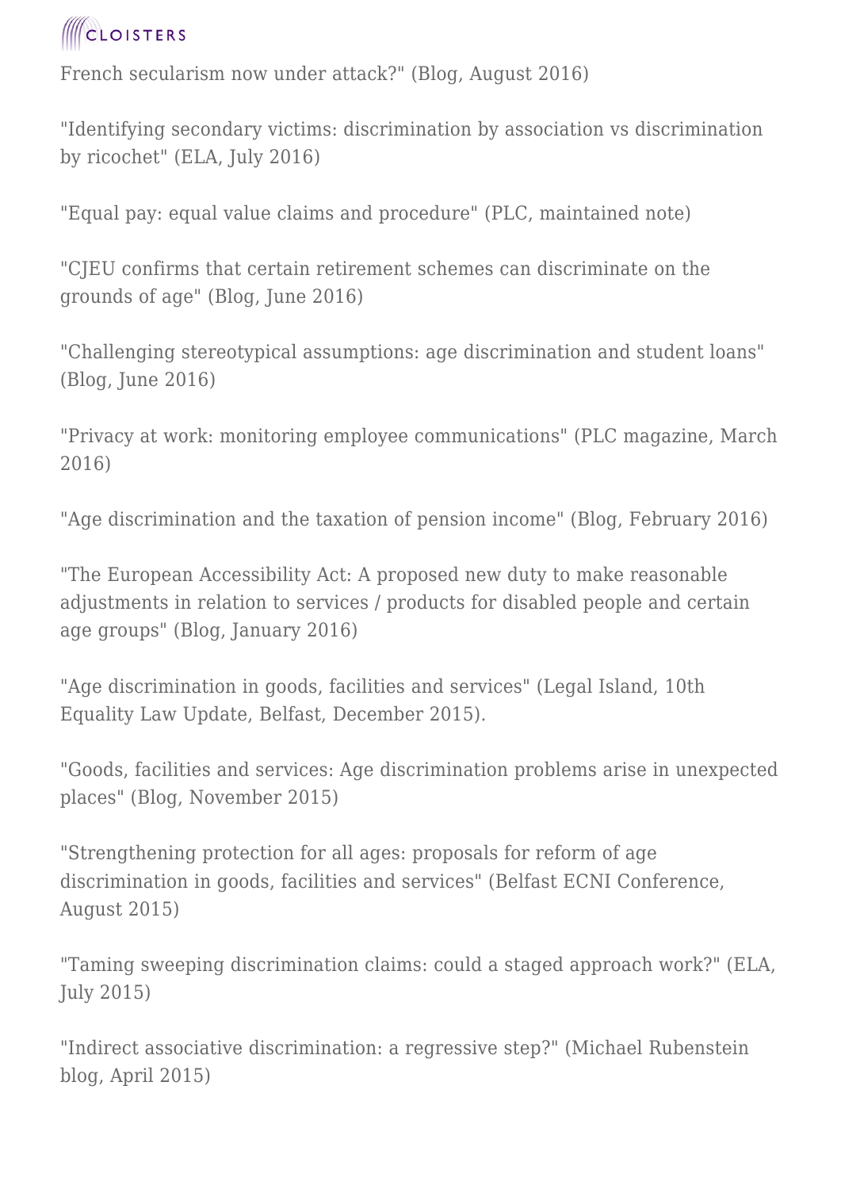French secularism now under attack?" (Blog, August 2016)

"Identifying secondary victims: discrimination by association vs discrimination by ricochet" (ELA, July 2016)

"Equal pay: equal value claims and procedure" (PLC, maintained note)

"CJEU confirms that certain retirement schemes can discriminate on the grounds of age" (Blog, June 2016)

"Challenging stereotypical assumptions: age discrimination and student loans" (Blog, June 2016)

"Privacy at work: monitoring employee communications" (PLC magazine, March 2016)

"Age discrimination and the taxation of pension income" (Blog, February 2016)

"The European Accessibility Act: A proposed new duty to make reasonable adjustments in relation to services / products for disabled people and certain age groups" (Blog, January 2016)

"Age discrimination in goods, facilities and services" (Legal Island, 10th Equality Law Update, Belfast, December 2015).

"Goods, facilities and services: Age discrimination problems arise in unexpected places" (Blog, November 2015)

"Strengthening protection for all ages: proposals for reform of age discrimination in goods, facilities and services" (Belfast ECNI Conference, August 2015)

"Taming sweeping discrimination claims: could a staged approach work?" (ELA, July 2015)

"Indirect associative discrimination: a regressive step?" (Michael Rubenstein blog, April 2015)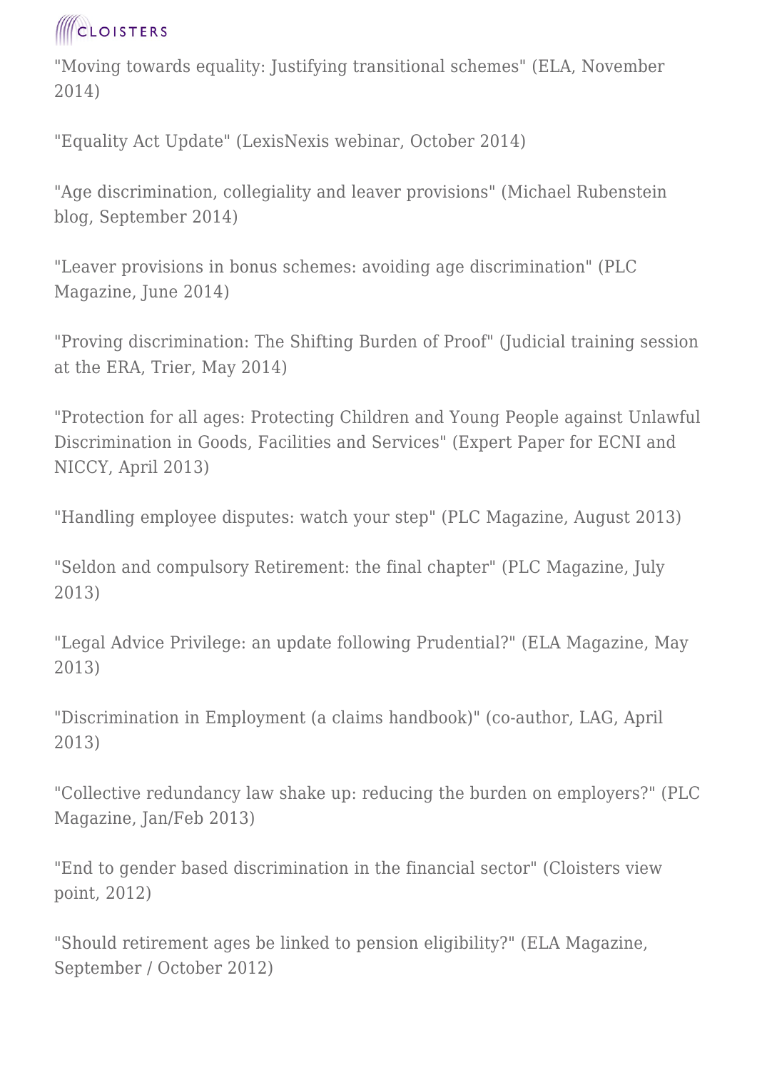"Moving towards equality: Justifying transitional schemes" (ELA, November 2014)

"Equality Act Update" (LexisNexis webinar, October 2014)

"Age discrimination, collegiality and leaver provisions" (Michael Rubenstein blog, September 2014)

"Leaver provisions in bonus schemes: avoiding age discrimination" (PLC Magazine, June 2014)

"Proving discrimination: The Shifting Burden of Proof" (Judicial training session at the ERA, Trier, May 2014)

"Protection for all ages: Protecting Children and Young People against Unlawful Discrimination in Goods, Facilities and Services" (Expert Paper for ECNI and NICCY, April 2013)

"Handling employee disputes: watch your step" (PLC Magazine, August 2013)

"Seldon and compulsory Retirement: the final chapter" (PLC Magazine, July 2013)

"Legal Advice Privilege: an update following Prudential?" (ELA Magazine, May 2013)

"Discrimination in Employment (a claims handbook)" (co-author, LAG, April 2013)

"Collective redundancy law shake up: reducing the burden on employers?" (PLC Magazine, Jan/Feb 2013)

"End to gender based discrimination in the financial sector" (Cloisters view point, 2012)

"Should retirement ages be linked to pension eligibility?" (ELA Magazine, September / October 2012)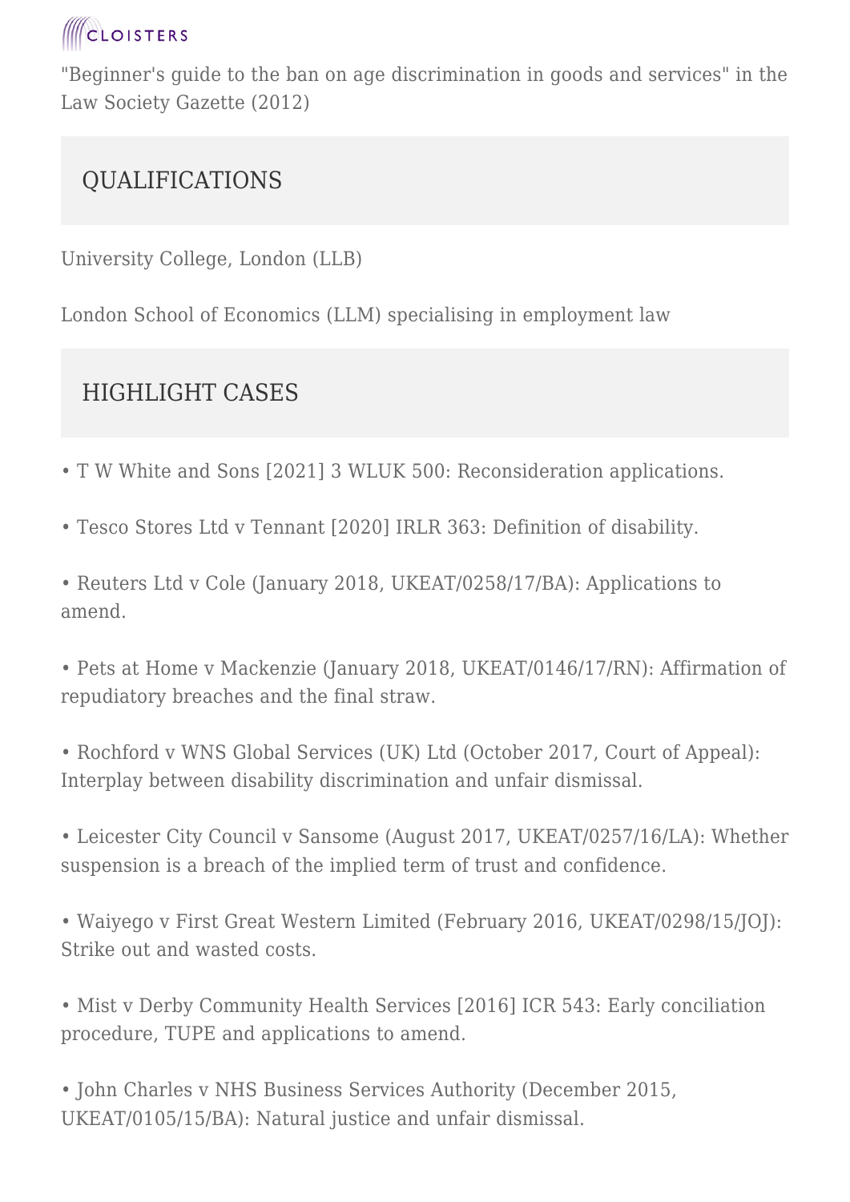"Beginner's guide to the ban on age discrimination in goods and services" in the Law Society Gazette (2012)

## QUALIFICATIONS

University College, London (LLB)

London School of Economics (LLM) specialising in employment law

## HIGHLIGHT CASES

- T W White and Sons [2021] 3 WLUK 500: Reconsideration applications.
- Tesco Stores Ltd v Tennant [2020] IRLR 363: Definition of disability.
- Reuters Ltd v Cole (January 2018, UKEAT/0258/17/BA): Applications to amend.
- Pets at Home v Mackenzie (January 2018, UKEAT/0146/17/RN): Affirmation of repudiatory breaches and the final straw.
- Rochford v WNS Global Services (UK) Ltd (October 2017, Court of Appeal): Interplay between disability discrimination and unfair dismissal.
- Leicester City Council v Sansome (August 2017, UKEAT/0257/16/LA): Whether suspension is a breach of the implied term of trust and confidence.
- Waiyego v First Great Western Limited (February 2016, UKEAT/0298/15/JOJ): Strike out and wasted costs.
- Mist v Derby Community Health Services [2016] ICR 543: Early conciliation procedure, TUPE and applications to amend.
- John Charles v NHS Business Services Authority (December 2015, UKEAT/0105/15/BA): Natural justice and unfair dismissal.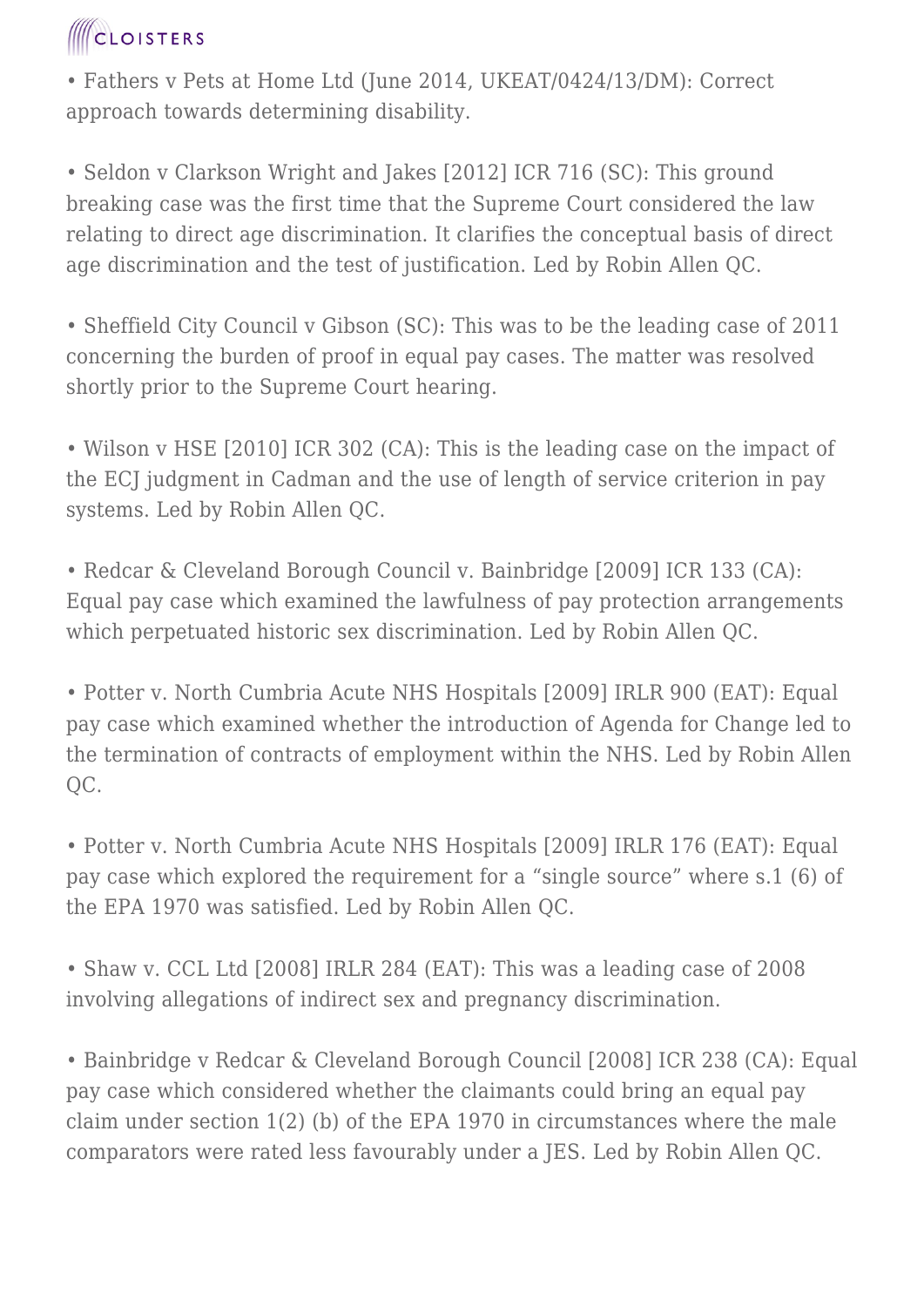- Fathers v Pets at Home Ltd (June 2014, UKEAT/0424/13/DM): Correct approach towards determining disability.

- Seldon v Clarkson Wright and Jakes [2012] ICR 716 (SC): This ground breaking case was the first time that the Supreme Court considered the law relating to direct age discrimination. It clarifies the conceptual basis of direct age discrimination and the test of justification. Led by Robin Allen QC.

- Sheffield City Council v Gibson (SC): This was to be the leading case of 2011 concerning the burden of proof in equal pay cases. The matter was resolved shortly prior to the Supreme Court hearing.

- Wilson v HSE [2010] ICR 302 (CA): This is the leading case on the impact of the ECJ judgment in Cadman and the use of length of service criterion in pay systems. Led by Robin Allen QC.

- Redcar & Cleveland Borough Council v. Bainbridge [2009] ICR 133 (CA): Equal pay case which examined the lawfulness of pay protection arrangements which perpetuated historic sex discrimination. Led by Robin Allen QC.

- Potter v. North Cumbria Acute NHS Hospitals [2009] IRLR 900 (EAT): Equal pay case which examined whether the introduction of Agenda for Change led to the termination of contracts of employment within the NHS. Led by Robin Allen QC.

- Potter v. North Cumbria Acute NHS Hospitals [2009] IRLR 176 (EAT): Equal pay case which explored the requirement for a "single source" where s.1 (6) of the EPA 1970 was satisfied. Led by Robin Allen QC.

- Shaw v. CCL Ltd [2008] IRLR 284 (EAT): This was a leading case of 2008 involving allegations of indirect sex and pregnancy discrimination.

- Bainbridge v Redcar & Cleveland Borough Council [2008] ICR 238 (CA): Equal pay case which considered whether the claimants could bring an equal pay claim under section 1(2) (b) of the EPA 1970 in circumstances where the male comparators were rated less favourably under a JES. Led by Robin Allen QC.